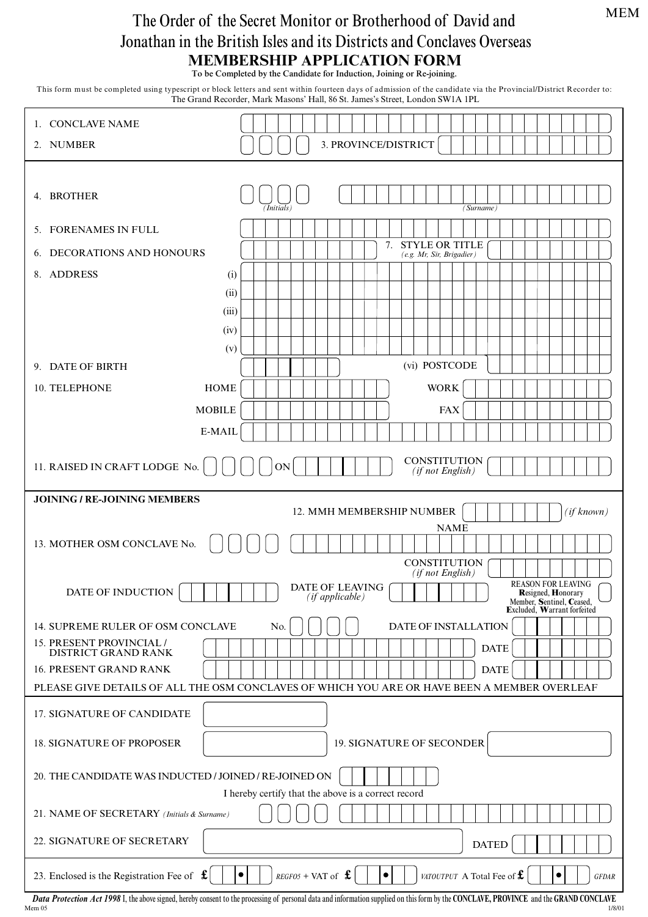MEM

# The Order of the Secret Monitor or Brotherhood of David and Jonathan in the British Isles and its Districts and Conclaves Overseas

## MEMBERSHIP APPLICATION FORM

**To be Completed by the Candidate for Induction, Joining or Re-joining.**

This form must be completed using typescript or block letters and sent within fourteen days of admission of the candidate via the Provincial/District Recorder to: The Grand Recorder, Mark Masons' Hall, 86 St. James's Street, London SW1A 1PL

1. CONCLAVE NAME
2. NUMBER
3. PROVINCE/DISTRICT

4. BROTHER *(Initials)* *(Surname)*
5. FORENAMES IN FULL
6. DECORATIONS AND HONOURS
7. STYLE OR TITLE *(e.g. Mr, Sir, Brigadier)*
8. ADDRESS (i) (ii) (iii) (iv) (v)
   (vi) POSTCODE
9. DATE OF BIRTH
10. TELEPHONE HOME / WORK / MOBILE / FAX / E-MAIL
11. RAISED IN CRAFT LODGE No. ON CONSTITUTION *(if not English)*

**JOINING / RE-JOINING MEMBERS**

12. MMH MEMBERSHIP NUMBER *(if known)*
13. MOTHER OSM CONCLAVE No. NAME CONSTITUTION *(if not English)*
   DATE OF INDUCTION DATE OF LEAVING *(if applicable)* REASON FOR LEAVING **R**esigned, **H**onorary Member, **S**entinel, **C**eased, **E**xcluded, **W**arrant forfeited
14. SUPREME RULER OF OSM CONCLAVE No. DATE OF INSTALLATION
15. PRESENT PROVINCIAL / DISTRICT GRAND RANK DATE
16. PRESENT GRAND RANK DATE

PLEASE GIVE DETAILS OF ALL THE OSM CONCLAVES OF WHICH YOU ARE OR HAVE BEEN A MEMBER OVERLEAF

17. SIGNATURE OF CANDIDATE
18. SIGNATURE OF PROPOSER
19. SIGNATURE OF SECONDER
20. THE CANDIDATE WAS INDUCTED / JOINED / RE-JOINED ON

I hereby certify that the above is a correct record

21. NAME OF SECRETARY *(Initials & Surname)*
22. SIGNATURE OF SECRETARY DATED
23. Enclosed is the Registration Fee of £ • *REGF05* + VAT of £ • *VATOUTPUT* A Total Fee of £ • *GFDAR*

***Data Protection Act 1998*** I, the above signed, hereby consent to the processing of personal data and information supplied on this form by the **CONCLAVE, PROVINCE** and the **GRAND CONCLAVE**

Mem 05 1/8/01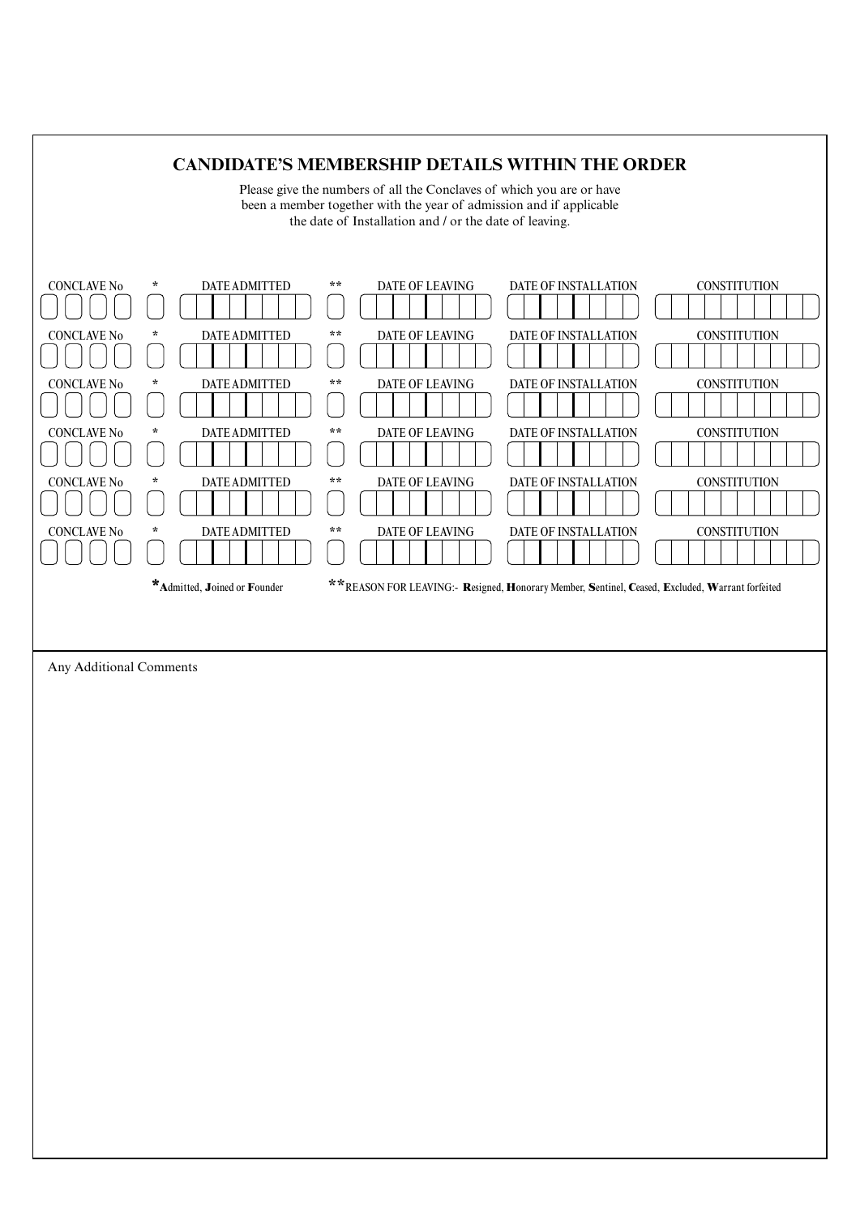## CANDIDATE'S MEMBERSHIP DETAILS WITHIN THE ORDER

Please give the numbers of all the Conclaves of which you are or have been a member together with the year of admission and if applicable the date of Installation and / or the date of leaving.

| CONCLAVE No | * | DATE ADMITTED | ** | DATE OF LEAVING | DATE OF INSTALLATION | CONSTITUTION |
|---|---|---|---|---|---|---|
| | | | | | | |
| | | | | | | |
| | | | | | | |
| | | | | | | |
| | | | | | | |
| | | | | | | |

***A**dmitted, **J**oined or **F**ounder

****REASON FOR LEAVING:- **R**esigned, **H**onorary Member, **S**entinel, **C**eased, **E**xcluded, **W**arrant forfeited

Any Additional Comments